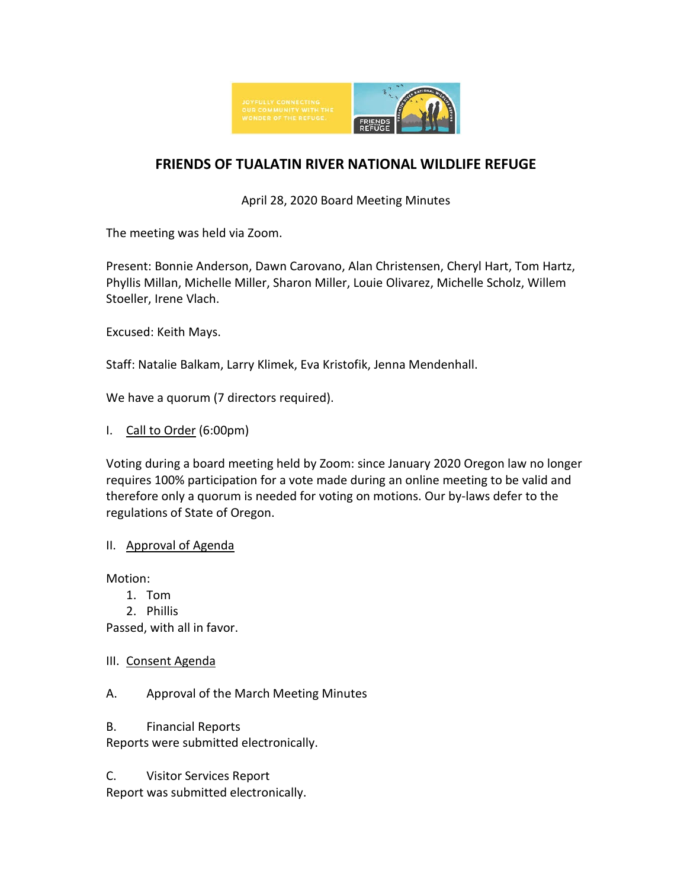# FRIENDS OF TUALATIN RIVER NATIONAL WILDLIFE REFUGE

April 28, 2020 Board Meeting Minutes

The meeting was held via Zoom.

Present: Bonnie Anderson, Dawn Carovano, Alan Christensen, Cheryl Hart, Tom Hartz, Phyllis Millan, Michelle Miller, Sharon Miller, Louie Olivarez, Michelle Scholz, Willem Stoeller, Irene Vlach.

Excused: Keith Mays.

Staff: Natalie Balkam, Larry Klimek, Eva Kristofik, Jenna Mendenhall.

We have a quorum (7 directors required).

I. Call to Order (6:00pm)

Voting during a board meeting held by Zoom: since January 2020 Oregon law no longer requires 100% participation for a vote made during an online meeting to be valid and therefore only a quorum is needed for voting on motions. Our by-laws defer to the regulations of State of Oregon.

II. Approval of Agenda

Motion:

1. Tom
2. Phillis

Passed, with all in favor.

III. Consent Agenda

A. Approval of the March Meeting Minutes

B. Financial Reports

Reports were submitted electronically.

C. Visitor Services Report

Report was submitted electronically.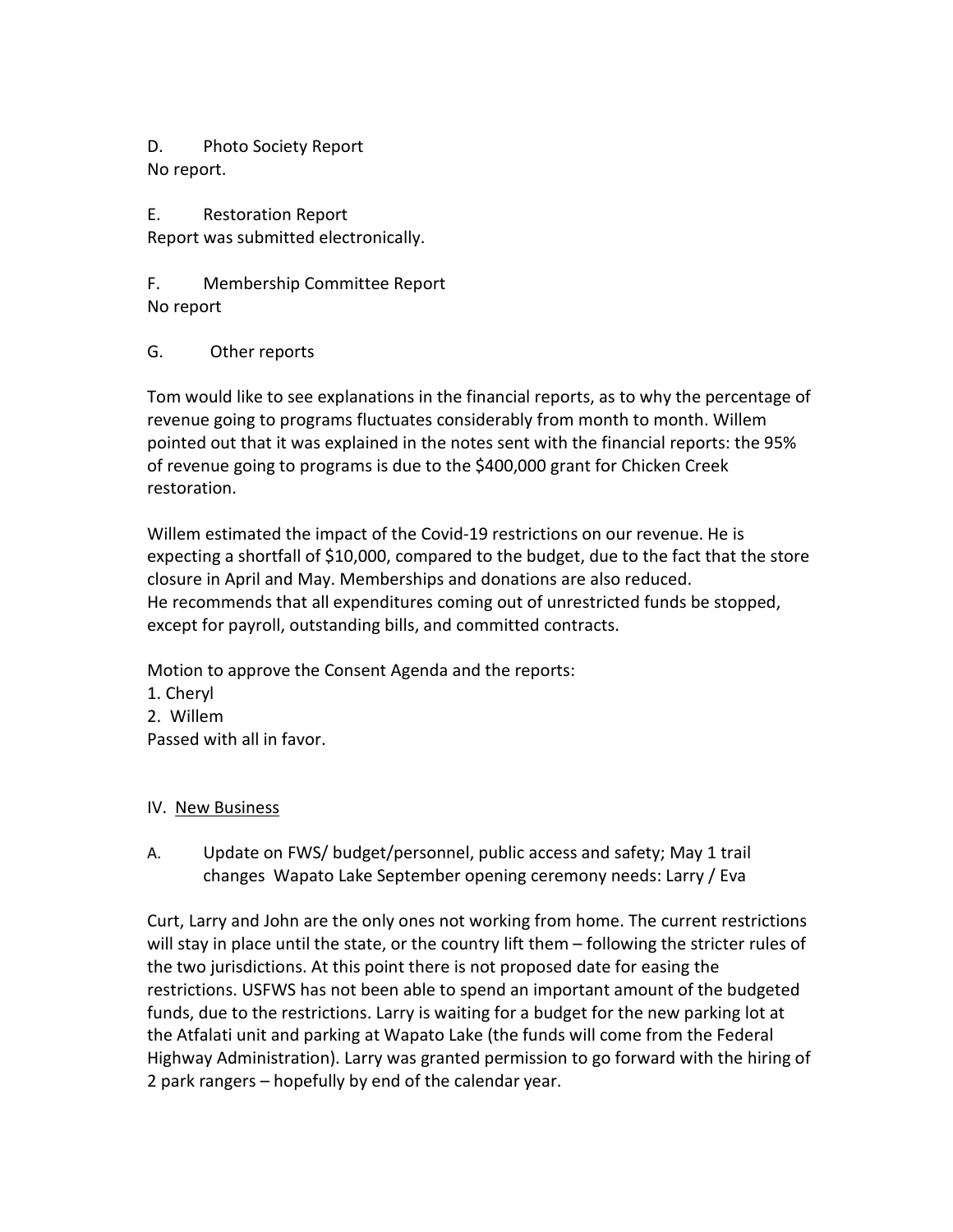D. Photo Society Report

No report.

E. Restoration Report

Report was submitted electronically.

F. Membership Committee Report

No report

G. Other reports

Tom would like to see explanations in the financial reports, as to why the percentage of revenue going to programs fluctuates considerably from month to month. Willem pointed out that it was explained in the notes sent with the financial reports: the 95% of revenue going to programs is due to the $400,000 grant for Chicken Creek restoration.

Willem estimated the impact of the Covid-19 restrictions on our revenue. He is expecting a shortfall of $10,000, compared to the budget, due to the fact that the store closure in April and May. Memberships and donations are also reduced.
He recommends that all expenditures coming out of unrestricted funds be stopped, except for payroll, outstanding bills, and committed contracts.

Motion to approve the Consent Agenda and the reports:
1. Cheryl
2. Willem
Passed with all in favor.

IV. <u>New Business</u>

A. Update on FWS/ budget/personnel, public access and safety; May 1 trail changes Wapato Lake September opening ceremony needs: Larry / Eva

Curt, Larry and John are the only ones not working from home. The current restrictions will stay in place until the state, or the country lift them – following the stricter rules of the two jurisdictions. At this point there is not proposed date for easing the restrictions. USFWS has not been able to spend an important amount of the budgeted funds, due to the restrictions. Larry is waiting for a budget for the new parking lot at the Atfalati unit and parking at Wapato Lake (the funds will come from the Federal Highway Administration). Larry was granted permission to go forward with the hiring of 2 park rangers – hopefully by end of the calendar year.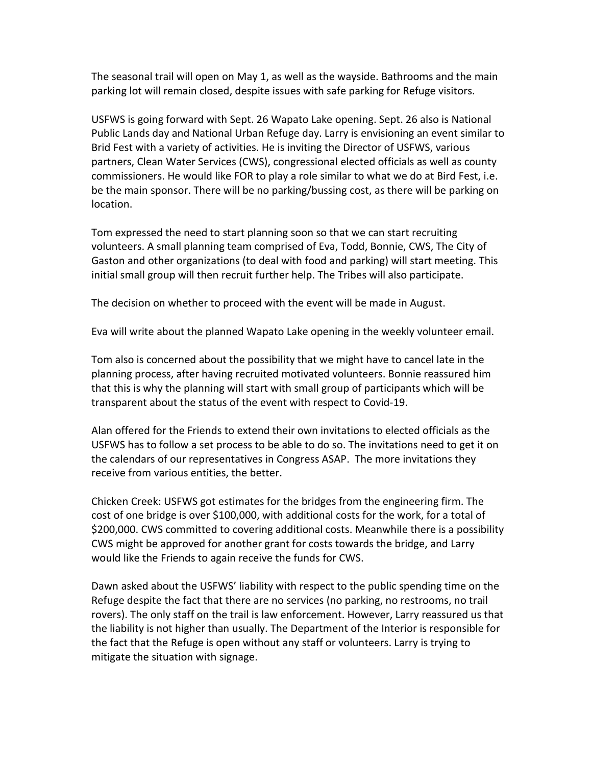The seasonal trail will open on May 1, as well as the wayside. Bathrooms and the main parking lot will remain closed, despite issues with safe parking for Refuge visitors.

USFWS is going forward with Sept. 26 Wapato Lake opening. Sept. 26 also is National Public Lands day and National Urban Refuge day. Larry is envisioning an event similar to Brid Fest with a variety of activities. He is inviting the Director of USFWS, various partners, Clean Water Services (CWS), congressional elected officials as well as county commissioners. He would like FOR to play a role similar to what we do at Bird Fest, i.e. be the main sponsor. There will be no parking/bussing cost, as there will be parking on location.

Tom expressed the need to start planning soon so that we can start recruiting volunteers. A small planning team comprised of Eva, Todd, Bonnie, CWS, The City of Gaston and other organizations (to deal with food and parking) will start meeting. This initial small group will then recruit further help. The Tribes will also participate.

The decision on whether to proceed with the event will be made in August.

Eva will write about the planned Wapato Lake opening in the weekly volunteer email.

Tom also is concerned about the possibility that we might have to cancel late in the planning process, after having recruited motivated volunteers. Bonnie reassured him that this is why the planning will start with small group of participants which will be transparent about the status of the event with respect to Covid-19.

Alan offered for the Friends to extend their own invitations to elected officials as the USFWS has to follow a set process to be able to do so. The invitations need to get it on the calendars of our representatives in Congress ASAP. The more invitations they receive from various entities, the better.

Chicken Creek: USFWS got estimates for the bridges from the engineering firm. The cost of one bridge is over $100,000, with additional costs for the work, for a total of $200,000. CWS committed to covering additional costs. Meanwhile there is a possibility CWS might be approved for another grant for costs towards the bridge, and Larry would like the Friends to again receive the funds for CWS.

Dawn asked about the USFWS' liability with respect to the public spending time on the Refuge despite the fact that there are no services (no parking, no restrooms, no trail rovers). The only staff on the trail is law enforcement. However, Larry reassured us that the liability is not higher than usually. The Department of the Interior is responsible for the fact that the Refuge is open without any staff or volunteers. Larry is trying to mitigate the situation with signage.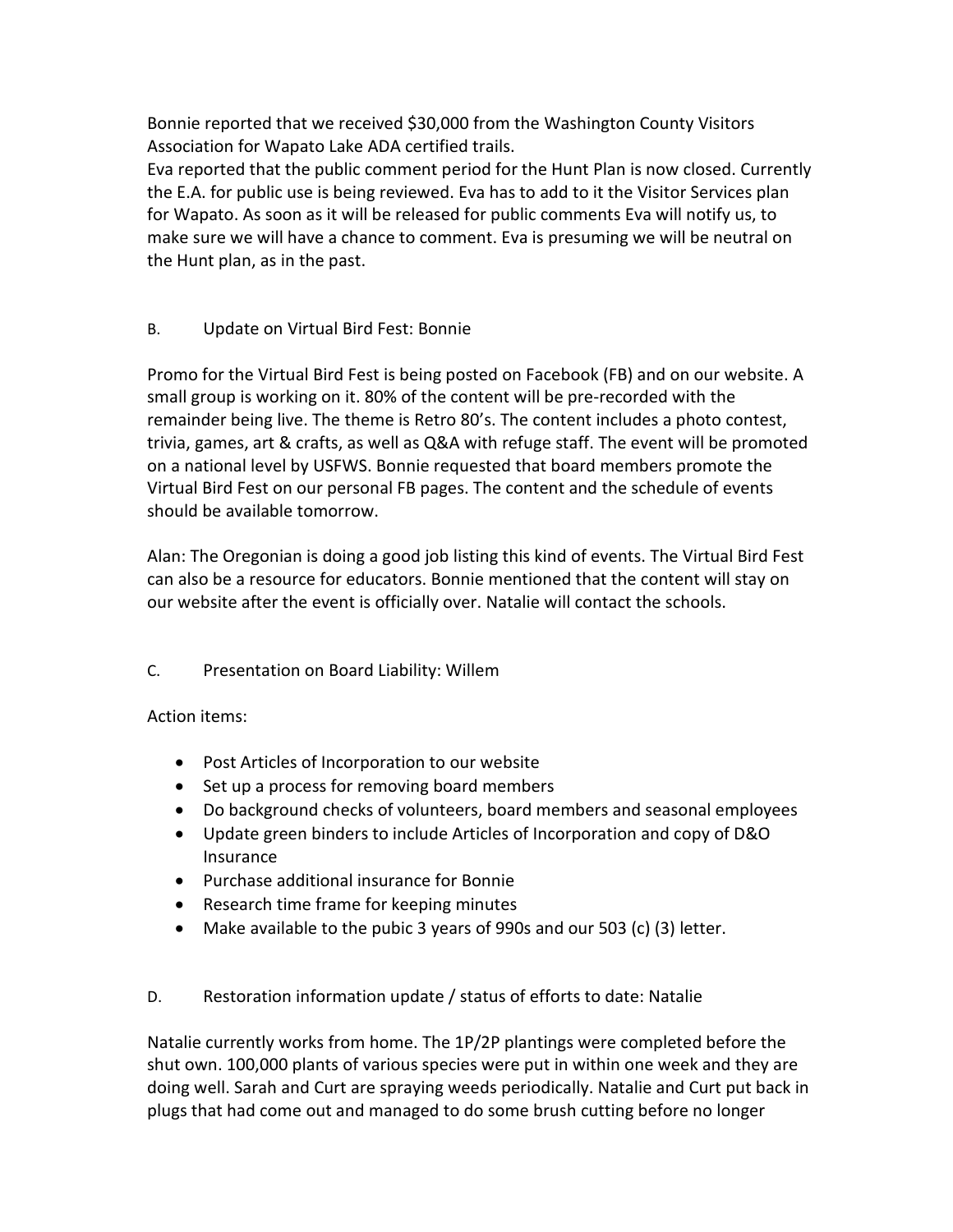Bonnie reported that we received $30,000 from the Washington County Visitors Association for Wapato Lake ADA certified trails.
Eva reported that the public comment period for the Hunt Plan is now closed. Currently the E.A. for public use is being reviewed. Eva has to add to it the Visitor Services plan for Wapato. As soon as it will be released for public comments Eva will notify us, to make sure we will have a chance to comment. Eva is presuming we will be neutral on the Hunt plan, as in the past.

B. Update on Virtual Bird Fest: Bonnie

Promo for the Virtual Bird Fest is being posted on Facebook (FB) and on our website. A small group is working on it. 80% of the content will be pre-recorded with the remainder being live. The theme is Retro 80's. The content includes a photo contest, trivia, games, art & crafts, as well as Q&A with refuge staff. The event will be promoted on a national level by USFWS. Bonnie requested that board members promote the Virtual Bird Fest on our personal FB pages. The content and the schedule of events should be available tomorrow.

Alan: The Oregonian is doing a good job listing this kind of events. The Virtual Bird Fest can also be a resource for educators. Bonnie mentioned that the content will stay on our website after the event is officially over. Natalie will contact the schools.

C. Presentation on Board Liability: Willem

Action items:

- Post Articles of Incorporation to our website
- Set up a process for removing board members
- Do background checks of volunteers, board members and seasonal employees
- Update green binders to include Articles of Incorporation and copy of D&O Insurance
- Purchase additional insurance for Bonnie
- Research time frame for keeping minutes
- Make available to the pubic 3 years of 990s and our 503 (c) (3) letter.

D. Restoration information update / status of efforts to date: Natalie

Natalie currently works from home. The 1P/2P plantings were completed before the shut own. 100,000 plants of various species were put in within one week and they are doing well. Sarah and Curt are spraying weeds periodically. Natalie and Curt put back in plugs that had come out and managed to do some brush cutting before no longer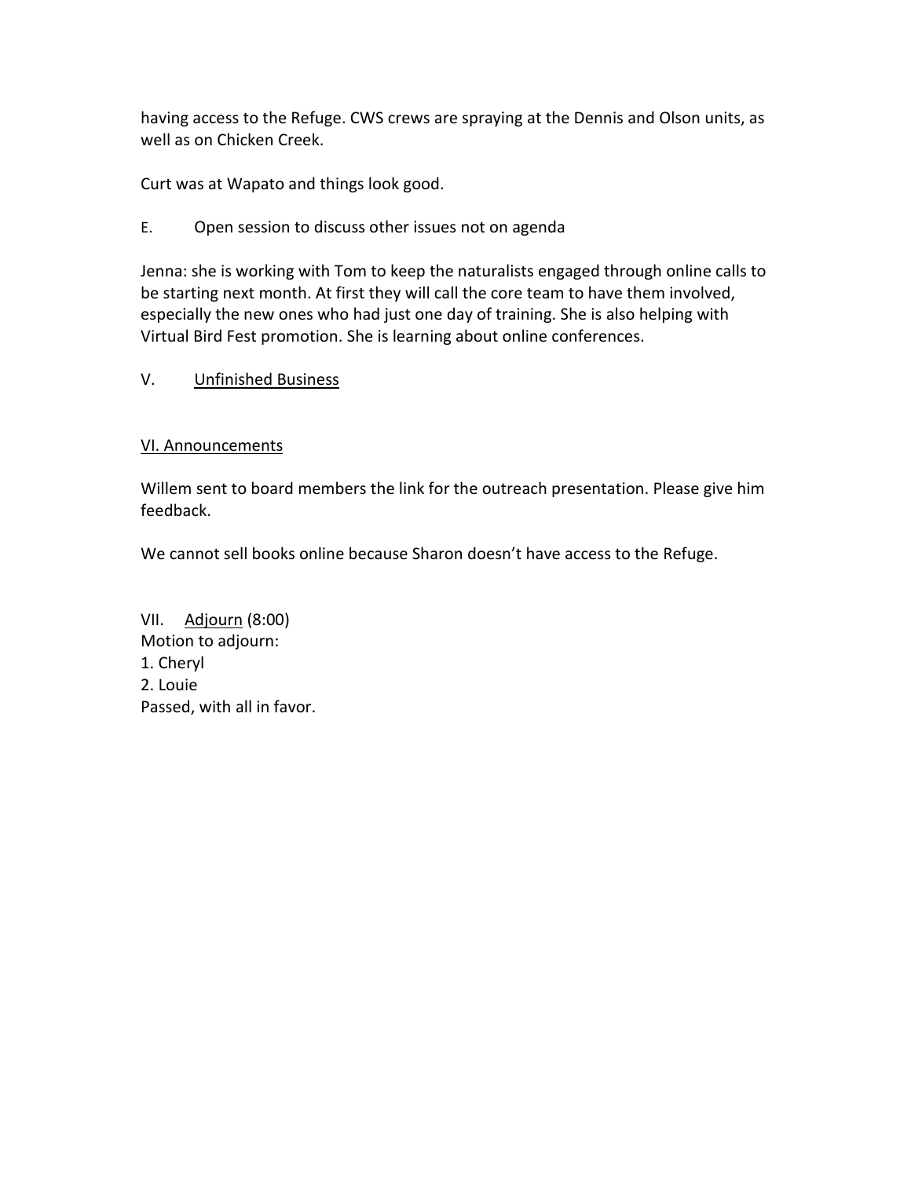having access to the Refuge. CWS crews are spraying at the Dennis and Olson units, as well as on Chicken Creek.

Curt was at Wapato and things look good.

E. Open session to discuss other issues not on agenda

Jenna: she is working with Tom to keep the naturalists engaged through online calls to be starting next month. At first they will call the core team to have them involved, especially the new ones who had just one day of training. She is also helping with Virtual Bird Fest promotion. She is learning about online conferences.

V. <u>Unfinished Business</u>

<u>VI. Announcements</u>

Willem sent to board members the link for the outreach presentation. Please give him feedback.

We cannot sell books online because Sharon doesn't have access to the Refuge.

VII. <u>Adjourn</u> (8:00)
Motion to adjourn:
1. Cheryl
2. Louie
Passed, with all in favor.